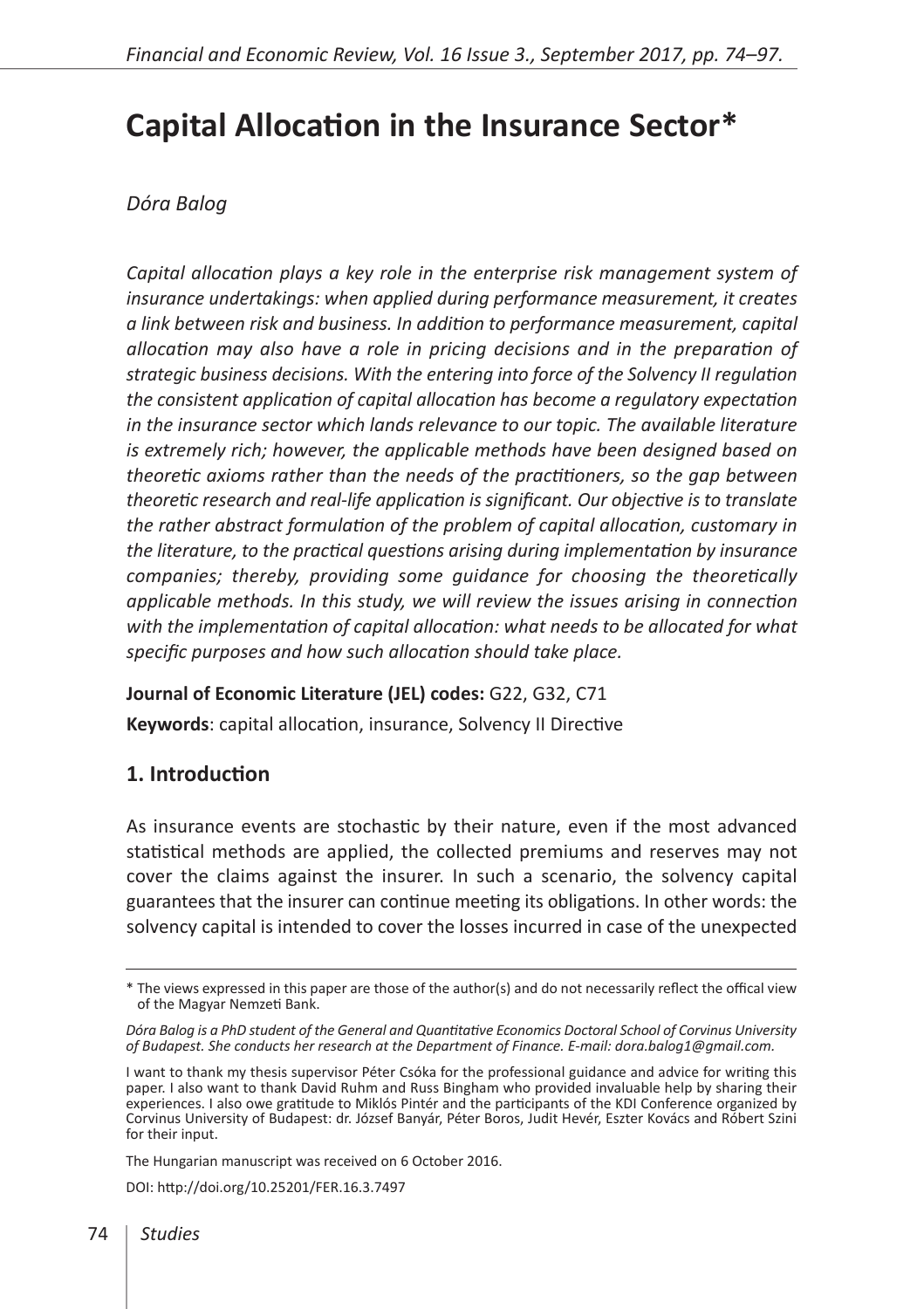# Capital Allocation in the Insurance Sector*

*Dóra Balog*

*Capital allocation plays a key role in the enterprise risk management system of insurance undertakings: when applied during performance measurement, it creates a link between risk and business. In addition to performance measurement, capital allocation may also have a role in pricing decisions and in the preparation of strategic business decisions. With the entering into force of the Solvency II regulation the consistent application of capital allocation has become a regulatory expectation in the insurance sector which lands relevance to our topic. The available literature is extremely rich; however, the applicable methods have been designed based on theoretic axioms rather than the needs of the practitioners, so the gap between theoretic research and real-life application is significant. Our objective is to translate the rather abstract formulation of the problem of capital allocation, customary in the literature, to the practical questions arising during implementation by insurance companies; thereby, providing some guidance for choosing the theoretically applicable methods. In this study, we will review the issues arising in connection with the implementation of capital allocation: what needs to be allocated for what specific purposes and how such allocation should take place.*

**Journal of Economic Literature (JEL) codes:** G22, G32, C71

**Keywords**: capital allocation, insurance, Solvency II Directive

## 1. Introduction

As insurance events are stochastic by their nature, even if the most advanced statistical methods are applied, the collected premiums and reserves may not cover the claims against the insurer. In such a scenario, the solvency capital guarantees that the insurer can continue meeting its obligations. In other words: the solvency capital is intended to cover the losses incurred in case of the unexpected

---

\* The views expressed in this paper are those of the author(s) and do not necessarily reflect the offical view of the Magyar Nemzeti Bank.

*Dóra Balog is a PhD student of the General and Quantitative Economics Doctoral School of Corvinus University of Budapest. She conducts her research at the Department of Finance. E-mail: dora.balog1@gmail.com.*

I want to thank my thesis supervisor Péter Csóka for the professional guidance and advice for writing this paper. I also want to thank David Ruhm and Russ Bingham who provided invaluable help by sharing their experiences. I also owe gratitude to Miklós Pintér and the participants of the KDI Conference organized by Corvinus University of Budapest: dr. József Banyár, Péter Boros, Judit Hevér, Eszter Kovács and Róbert Szini for their input.

The Hungarian manuscript was received on 6 October 2016.

DOI: http://doi.org/10.25201/FER.16.3.7497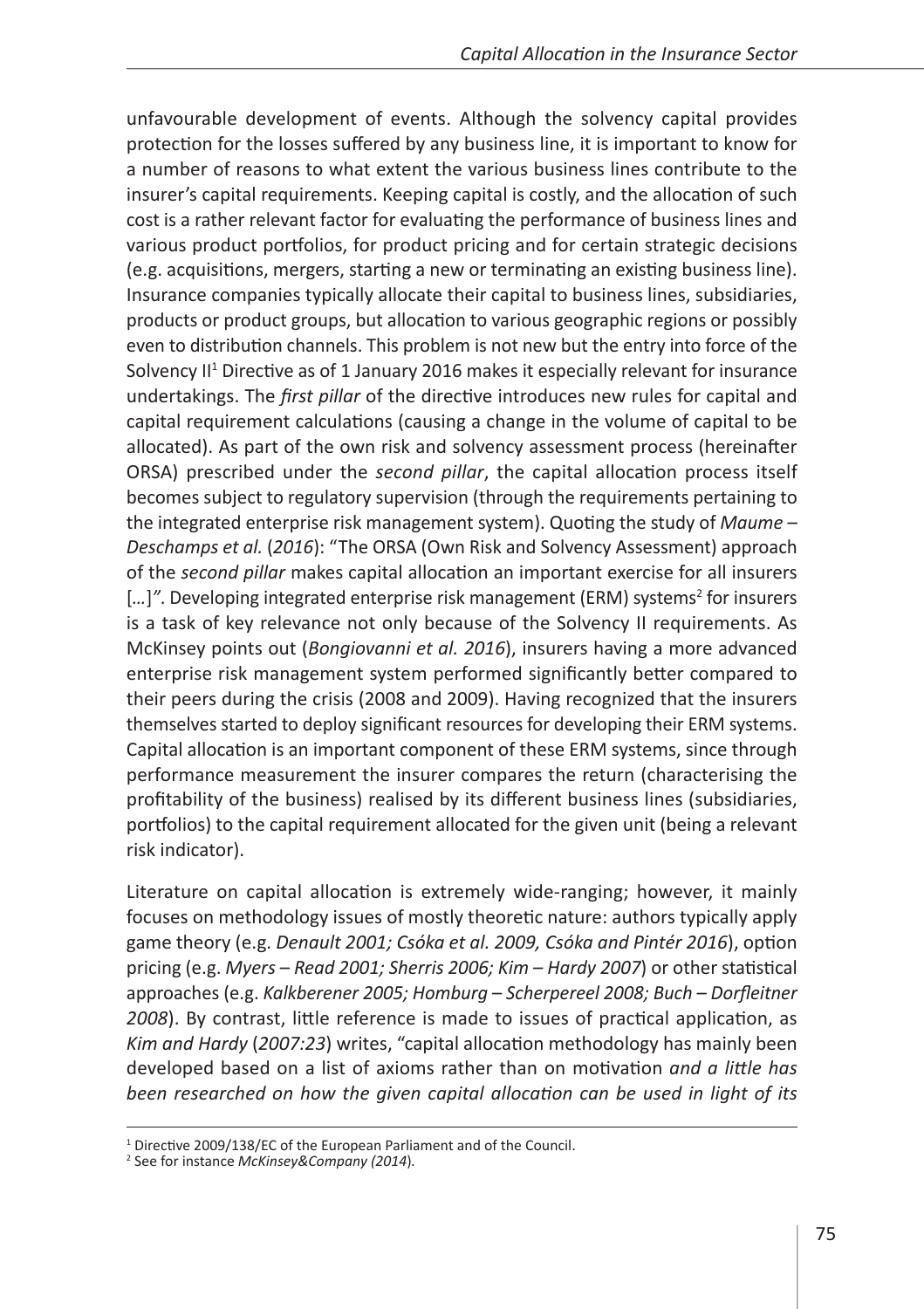unfavourable development of events. Although the solvency capital provides protection for the losses suffered by any business line, it is important to know for a number of reasons to what extent the various business lines contribute to the insurer's capital requirements. Keeping capital is costly, and the allocation of such cost is a rather relevant factor for evaluating the performance of business lines and various product portfolios, for product pricing and for certain strategic decisions (e.g. acquisitions, mergers, starting a new or terminating an existing business line). Insurance companies typically allocate their capital to business lines, subsidiaries, products or product groups, but allocation to various geographic regions or possibly even to distribution channels. This problem is not new but the entry into force of the Solvency II[1] Directive as of 1 January 2016 makes it especially relevant for insurance undertakings. The *first pillar* of the directive introduces new rules for capital and capital requirement calculations (causing a change in the volume of capital to be allocated). As part of the own risk and solvency assessment process (hereinafter ORSA) prescribed under the *second pillar*, the capital allocation process itself becomes subject to regulatory supervision (through the requirements pertaining to the integrated enterprise risk management system). Quoting the study of *Maume – Deschamps et al.* (*2016*): "The ORSA (Own Risk and Solvency Assessment) approach of the *second pillar* makes capital allocation an important exercise for all insurers […]". Developing integrated enterprise risk management (ERM) systems[2] for insurers is a task of key relevance not only because of the Solvency II requirements. As McKinsey points out (*Bongiovanni et al. 2016*), insurers having a more advanced enterprise risk management system performed significantly better compared to their peers during the crisis (2008 and 2009). Having recognized that the insurers themselves started to deploy significant resources for developing their ERM systems. Capital allocation is an important component of these ERM systems, since through performance measurement the insurer compares the return (characterising the profitability of the business) realised by its different business lines (subsidiaries, portfolios) to the capital requirement allocated for the given unit (being a relevant risk indicator).

Literature on capital allocation is extremely wide-ranging; however, it mainly focuses on methodology issues of mostly theoretic nature: authors typically apply game theory (e.g. *Denault 2001; Csóka et al. 2009, Csóka and Pintér 2016*), option pricing (e.g. *Myers – Read 2001; Sherris 2006; Kim – Hardy 2007*) or other statistical approaches (e.g. *Kalkberener 2005; Homburg – Scherpereel 2008; Buch – Dorfleitner 2008*). By contrast, little reference is made to issues of practical application, as *Kim and Hardy* (*2007:23*) writes, "capital allocation methodology has mainly been developed based on a list of axioms rather than on motivation *and a little has been researched on how the given capital allocation can be used in light of its*

---

[1] Directive 2009/138/EC of the European Parliament and of the Council.

[2] See for instance *McKinsey&Company (2014)*.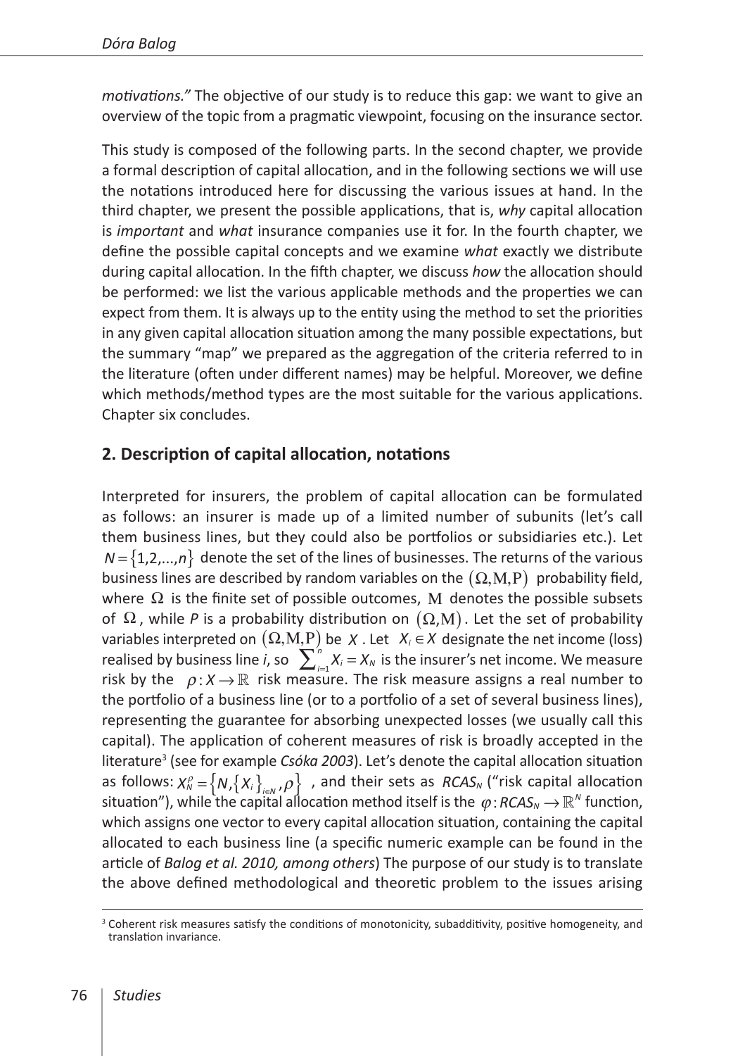*motivations."* The objective of our study is to reduce this gap: we want to give an overview of the topic from a pragmatic viewpoint, focusing on the insurance sector.

This study is composed of the following parts. In the second chapter, we provide a formal description of capital allocation, and in the following sections we will use the notations introduced here for discussing the various issues at hand. In the third chapter, we present the possible applications, that is, *why* capital allocation is *important* and *what* insurance companies use it for. In the fourth chapter, we define the possible capital concepts and we examine *what* exactly we distribute during capital allocation. In the fifth chapter, we discuss *how* the allocation should be performed: we list the various applicable methods and the properties we can expect from them. It is always up to the entity using the method to set the priorities in any given capital allocation situation among the many possible expectations, but the summary "map" we prepared as the aggregation of the criteria referred to in the literature (often under different names) may be helpful. Moreover, we define which methods/method types are the most suitable for the various applications. Chapter six concludes.

## 2. Description of capital allocation, notations

Interpreted for insurers, the problem of capital allocation can be formulated as follows: an insurer is made up of a limited number of subunits (let's call them business lines, but they could also be portfolios or subsidiaries etc.). Let $N=\{1,2,...,n\}$ denote the set of the lines of businesses. The returns of the various business lines are described by random variables on the $(\Omega,\mathrm{M},\mathrm{P})$ probability field, where $\Omega$ is the finite set of possible outcomes, $\mathrm{M}$ denotes the possible subsets of $\Omega$, while $P$ is a probability distribution on $(\Omega,\mathrm{M})$. Let the set of probability variables interpreted on $(\Omega,\mathrm{M},\mathrm{P})$ be $X$. Let $X_i \in X$ designate the net income (loss) realised by business line $i$, so $\sum_{i=1}^{n} X_i = X_N$ is the insurer's net income. We measure risk by the $\rho: X \rightarrow \mathbb{R}$ risk measure. The risk measure assigns a real number to the portfolio of a business line (or to a portfolio of a set of several business lines), representing the guarantee for absorbing unexpected losses (we usually call this capital). The application of coherent measures of risk is broadly accepted in the literature[3] (see for example *Csóka 2003*). Let's denote the capital allocation situation as follows: $X_N^{\rho}=\{N,\{X_i\}_{i\in N},\rho\}$ , and their sets as $RCAS_N$ ("risk capital allocation situation"), while the capital allocation method itself is the $\varphi: RCAS_N \rightarrow \mathbb{R}^N$ function, which assigns one vector to every capital allocation situation, containing the capital allocated to each business line (a specific numeric example can be found in the article of *Balog et al. 2010, among others*) The purpose of our study is to translate the above defined methodological and theoretic problem to the issues arising

[3] Coherent risk measures satisfy the conditions of monotonicity, subadditivity, positive homogeneity, and translation invariance.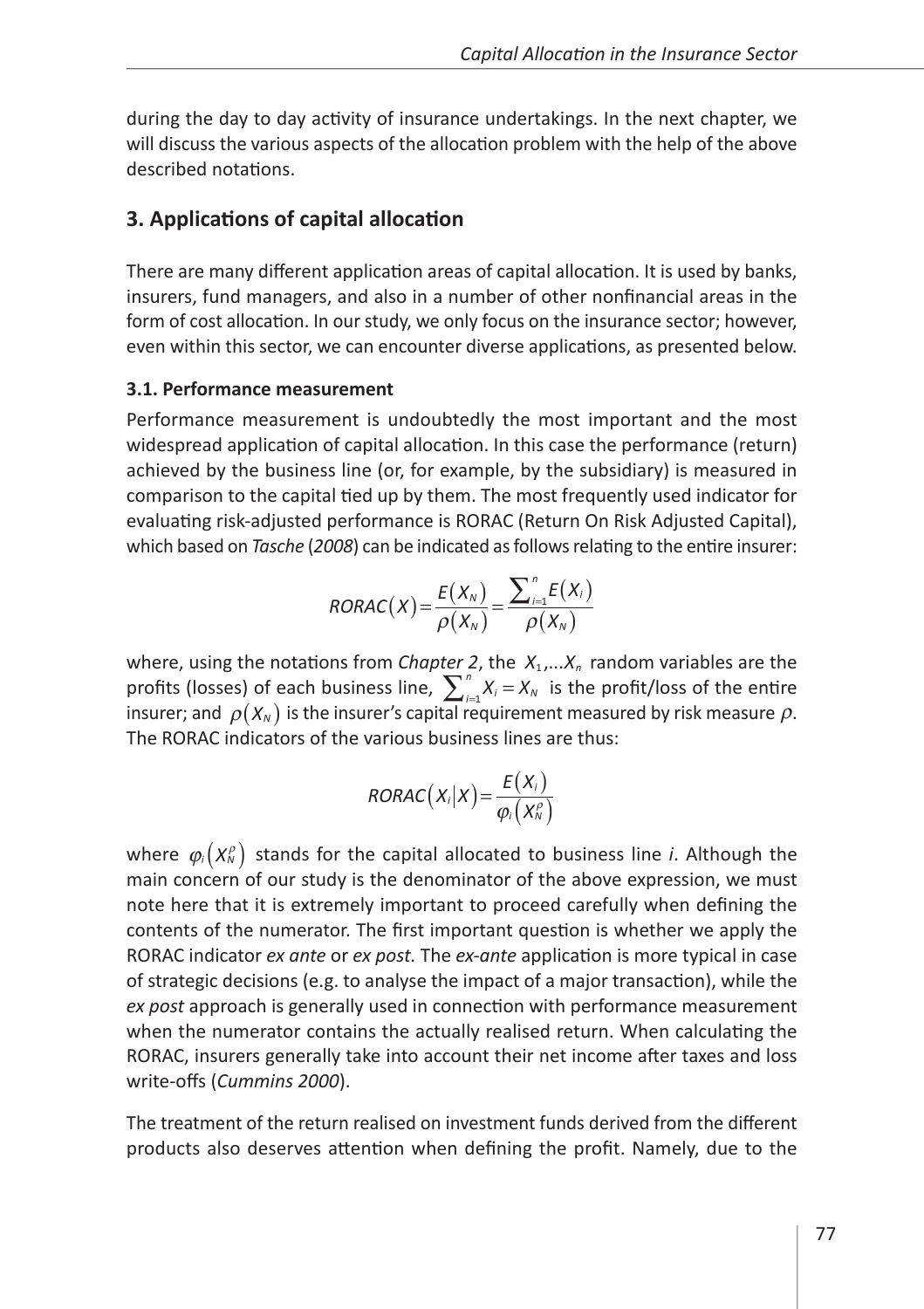during the day to day activity of insurance undertakings. In the next chapter, we will discuss the various aspects of the allocation problem with the help of the above described notations.

## 3. Applications of capital allocation

There are many different application areas of capital allocation. It is used by banks, insurers, fund managers, and also in a number of other nonfinancial areas in the form of cost allocation. In our study, we only focus on the insurance sector; however, even within this sector, we can encounter diverse applications, as presented below.

### 3.1. Performance measurement

Performance measurement is undoubtedly the most important and the most widespread application of capital allocation. In this case the performance (return) achieved by the business line (or, for example, by the subsidiary) is measured in comparison to the capital tied up by them. The most frequently used indicator for evaluating risk-adjusted performance is RORAC (Return On Risk Adjusted Capital), which based on *Tasche* (*2008*) can be indicated as follows relating to the entire insurer:

$$RORAC(X) = \frac{E(X_N)}{\rho(X_N)} = \frac{\sum_{i=1}^{n} E(X_i)}{\rho(X_N)}$$

where, using the notations from *Chapter 2*, the $X_1,...X_n$ random variables are the profits (losses) of each business line, $\sum_{i=1}^{n} X_i = X_N$ is the profit/loss of the entire insurer; and $\rho(X_N)$ is the insurer's capital requirement measured by risk measure $\rho$. The RORAC indicators of the various business lines are thus:

$$RORAC(X_i|X) = \frac{E(X_i)}{\varphi_i(X_N^\rho)}$$

where $\varphi_i(X_N^\rho)$ stands for the capital allocated to business line *i*. Although the main concern of our study is the denominator of the above expression, we must note here that it is extremely important to proceed carefully when defining the contents of the numerator. The first important question is whether we apply the RORAC indicator *ex ante* or *ex post.* The *ex-ante* application is more typical in case of strategic decisions (e.g. to analyse the impact of a major transaction), while the *ex post* approach is generally used in connection with performance measurement when the numerator contains the actually realised return. When calculating the RORAC, insurers generally take into account their net income after taxes and loss write-offs (*Cummins 2000*).

The treatment of the return realised on investment funds derived from the different products also deserves attention when defining the profit. Namely, due to the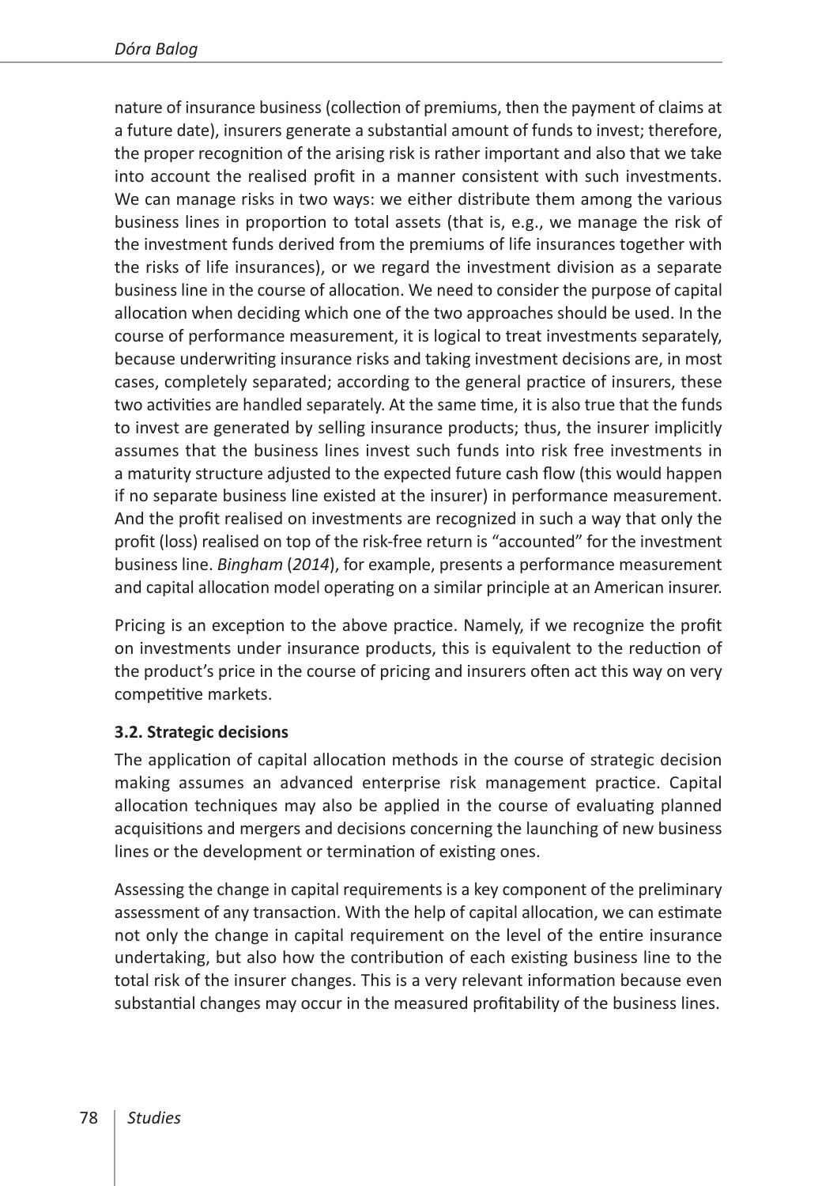nature of insurance business (collection of premiums, then the payment of claims at a future date), insurers generate a substantial amount of funds to invest; therefore, the proper recognition of the arising risk is rather important and also that we take into account the realised profit in a manner consistent with such investments. We can manage risks in two ways: we either distribute them among the various business lines in proportion to total assets (that is, e.g., we manage the risk of the investment funds derived from the premiums of life insurances together with the risks of life insurances), or we regard the investment division as a separate business line in the course of allocation. We need to consider the purpose of capital allocation when deciding which one of the two approaches should be used. In the course of performance measurement, it is logical to treat investments separately, because underwriting insurance risks and taking investment decisions are, in most cases, completely separated; according to the general practice of insurers, these two activities are handled separately. At the same time, it is also true that the funds to invest are generated by selling insurance products; thus, the insurer implicitly assumes that the business lines invest such funds into risk free investments in a maturity structure adjusted to the expected future cash flow (this would happen if no separate business line existed at the insurer) in performance measurement. And the profit realised on investments are recognized in such a way that only the profit (loss) realised on top of the risk-free return is "accounted" for the investment business line. *Bingham* (*2014*), for example, presents a performance measurement and capital allocation model operating on a similar principle at an American insurer.

Pricing is an exception to the above practice. Namely, if we recognize the profit on investments under insurance products, this is equivalent to the reduction of the product's price in the course of pricing and insurers often act this way on very competitive markets.

### 3.2. Strategic decisions

The application of capital allocation methods in the course of strategic decision making assumes an advanced enterprise risk management practice. Capital allocation techniques may also be applied in the course of evaluating planned acquisitions and mergers and decisions concerning the launching of new business lines or the development or termination of existing ones.

Assessing the change in capital requirements is a key component of the preliminary assessment of any transaction. With the help of capital allocation, we can estimate not only the change in capital requirement on the level of the entire insurance undertaking, but also how the contribution of each existing business line to the total risk of the insurer changes. This is a very relevant information because even substantial changes may occur in the measured profitability of the business lines.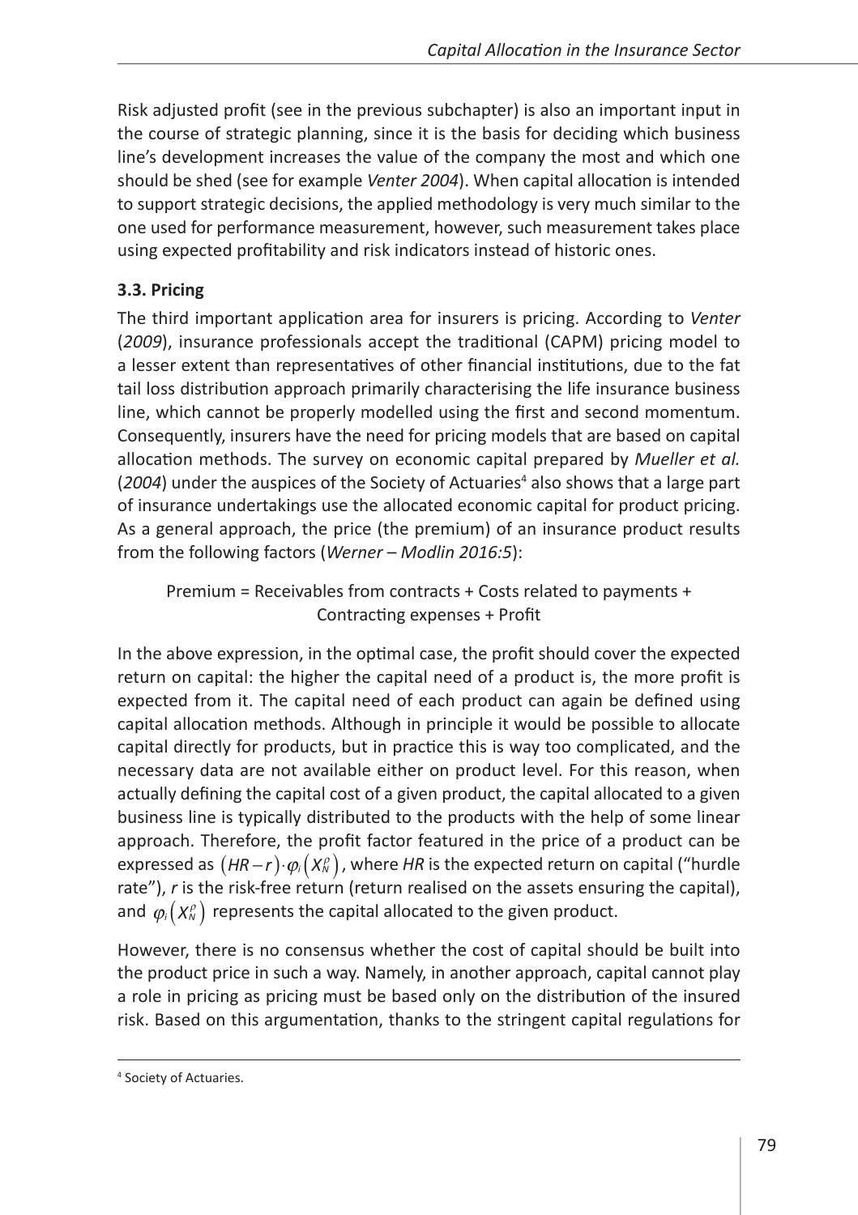Risk adjusted profit (see in the previous subchapter) is also an important input in the course of strategic planning, since it is the basis for deciding which business line's development increases the value of the company the most and which one should be shed (see for example *Venter 2004*). When capital allocation is intended to support strategic decisions, the applied methodology is very much similar to the one used for performance measurement, however, such measurement takes place using expected profitability and risk indicators instead of historic ones.

### 3.3. Pricing

The third important application area for insurers is pricing. According to *Venter* (*2009*), insurance professionals accept the traditional (CAPM) pricing model to a lesser extent than representatives of other financial institutions, due to the fat tail loss distribution approach primarily characterising the life insurance business line, which cannot be properly modelled using the first and second momentum. Consequently, insurers have the need for pricing models that are based on capital allocation methods. The survey on economic capital prepared by *Mueller et al.* (*2004*) under the auspices of the Society of Actuaries[4] also shows that a large part of insurance undertakings use the allocated economic capital for product pricing. As a general approach, the price (the premium) of an insurance product results from the following factors (*Werner – Modlin 2016:5*):

Premium = Receivables from contracts + Costs related to payments + Contracting expenses + Profit

In the above expression, in the optimal case, the profit should cover the expected return on capital: the higher the capital need of a product is, the more profit is expected from it. The capital need of each product can again be defined using capital allocation methods. Although in principle it would be possible to allocate capital directly for products, but in practice this is way too complicated, and the necessary data are not available either on product level. For this reason, when actually defining the capital cost of a given product, the capital allocated to a given business line is typically distributed to the products with the help of some linear approach. Therefore, the profit factor featured in the price of a product can be expressed as $(HR-r)\cdot\varphi_i\left(X_N^{\rho}\right)$, where *HR* is the expected return on capital ("hurdle rate"), *r* is the risk-free return (return realised on the assets ensuring the capital), and $\varphi_i\left(X_N^{\rho}\right)$ represents the capital allocated to the given product.

However, there is no consensus whether the cost of capital should be built into the product price in such a way. Namely, in another approach, capital cannot play a role in pricing as pricing must be based only on the distribution of the insured risk. Based on this argumentation, thanks to the stringent capital regulations for

[4] Society of Actuaries.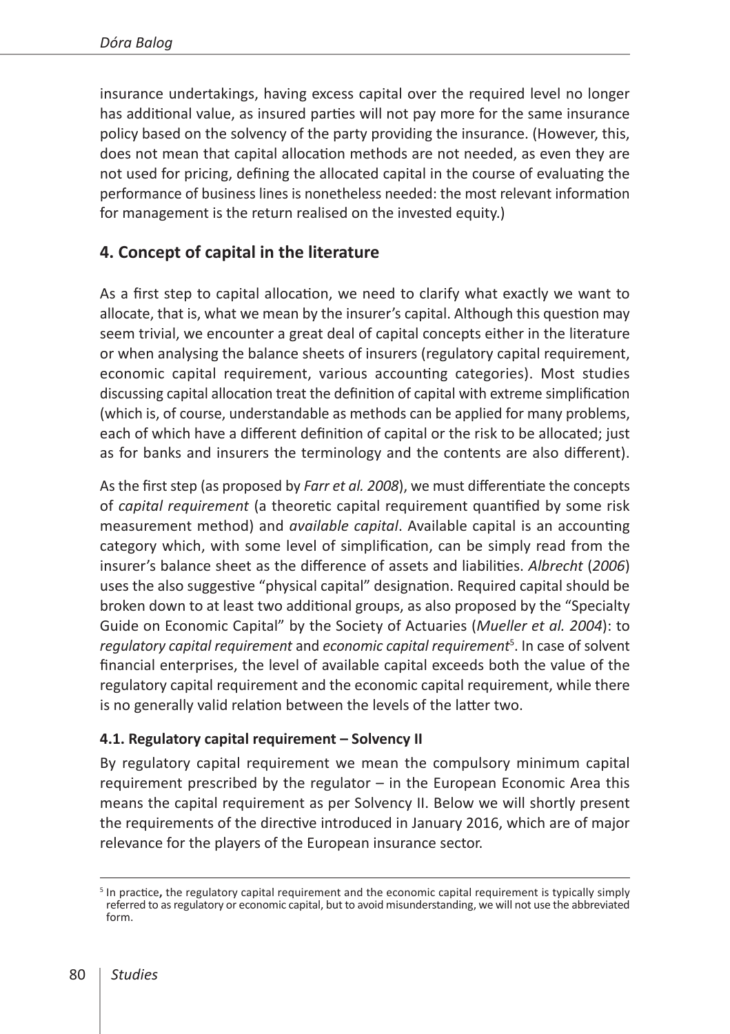insurance undertakings, having excess capital over the required level no longer has additional value, as insured parties will not pay more for the same insurance policy based on the solvency of the party providing the insurance. (However, this, does not mean that capital allocation methods are not needed, as even they are not used for pricing, defining the allocated capital in the course of evaluating the performance of business lines is nonetheless needed: the most relevant information for management is the return realised on the invested equity.)

## 4. Concept of capital in the literature

As a first step to capital allocation, we need to clarify what exactly we want to allocate, that is, what we mean by the insurer's capital. Although this question may seem trivial, we encounter a great deal of capital concepts either in the literature or when analysing the balance sheets of insurers (regulatory capital requirement, economic capital requirement, various accounting categories). Most studies discussing capital allocation treat the definition of capital with extreme simplification (which is, of course, understandable as methods can be applied for many problems, each of which have a different definition of capital or the risk to be allocated; just as for banks and insurers the terminology and the contents are also different).

As the first step (as proposed by *Farr et al. 2008*), we must differentiate the concepts of *capital requirement* (a theoretic capital requirement quantified by some risk measurement method) and *available capital*. Available capital is an accounting category which, with some level of simplification, can be simply read from the insurer's balance sheet as the difference of assets and liabilities. *Albrecht* (*2006*) uses the also suggestive "physical capital" designation. Required capital should be broken down to at least two additional groups, as also proposed by the "Specialty Guide on Economic Capital" by the Society of Actuaries (*Mueller et al. 2004*): to *regulatory capital requirement* and *economic capital requirement*[5]. In case of solvent financial enterprises, the level of available capital exceeds both the value of the regulatory capital requirement and the economic capital requirement, while there is no generally valid relation between the levels of the latter two.

### 4.1. Regulatory capital requirement – Solvency II

By regulatory capital requirement we mean the compulsory minimum capital requirement prescribed by the regulator – in the European Economic Area this means the capital requirement as per Solvency II. Below we will shortly present the requirements of the directive introduced in January 2016, which are of major relevance for the players of the European insurance sector.

[5] In practice, the regulatory capital requirement and the economic capital requirement is typically simply referred to as regulatory or economic capital, but to avoid misunderstanding, we will not use the abbreviated form.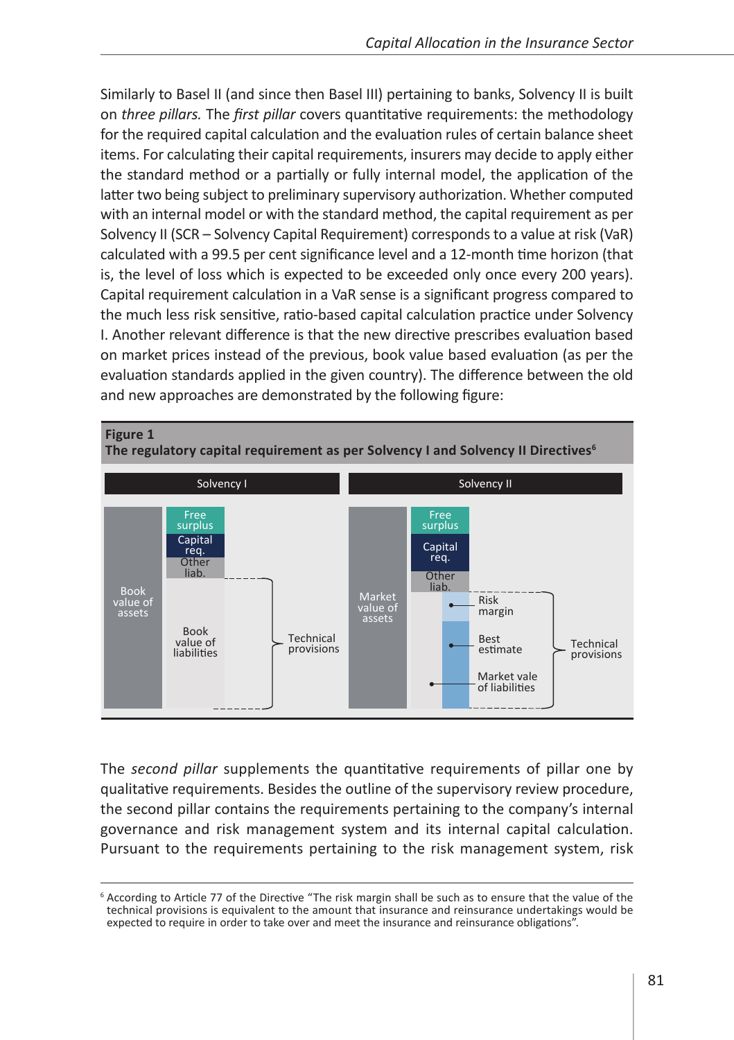Similarly to Basel II (and since then Basel III) pertaining to banks, Solvency II is built on *three pillars.* The *first pillar* covers quantitative requirements: the methodology for the required capital calculation and the evaluation rules of certain balance sheet items. For calculating their capital requirements, insurers may decide to apply either the standard method or a partially or fully internal model, the application of the latter two being subject to preliminary supervisory authorization. Whether computed with an internal model or with the standard method, the capital requirement as per Solvency II (SCR – Solvency Capital Requirement) corresponds to a value at risk (VaR) calculated with a 99.5 per cent significance level and a 12-month time horizon (that is, the level of loss which is expected to be exceeded only once every 200 years). Capital requirement calculation in a VaR sense is a significant progress compared to the much less risk sensitive, ratio-based capital calculation practice under Solvency I. Another relevant difference is that the new directive prescribes evaluation based on market prices instead of the previous, book value based evaluation (as per the evaluation standards applied in the given country). The difference between the old and new approaches are demonstrated by the following figure:

**Figure 1**
**The regulatory capital requirement as per Solvency I and Solvency II Directives**[6]

Solvency I: Book value of assets | Free surplus; Capital req.; Other liab.; Book value of liabilities – Technical provisions

Solvency II: Market value of assets | Free surplus; Capital req.; Other liab.; Risk margin; Best estimate; Market vale of liabilities – Technical provisions

The *second pillar* supplements the quantitative requirements of pillar one by qualitative requirements. Besides the outline of the supervisory review procedure, the second pillar contains the requirements pertaining to the company's internal governance and risk management system and its internal capital calculation. Pursuant to the requirements pertaining to the risk management system, risk

[6] According to Article 77 of the Directive "The risk margin shall be such as to ensure that the value of the technical provisions is equivalent to the amount that insurance and reinsurance undertakings would be expected to require in order to take over and meet the insurance and reinsurance obligations".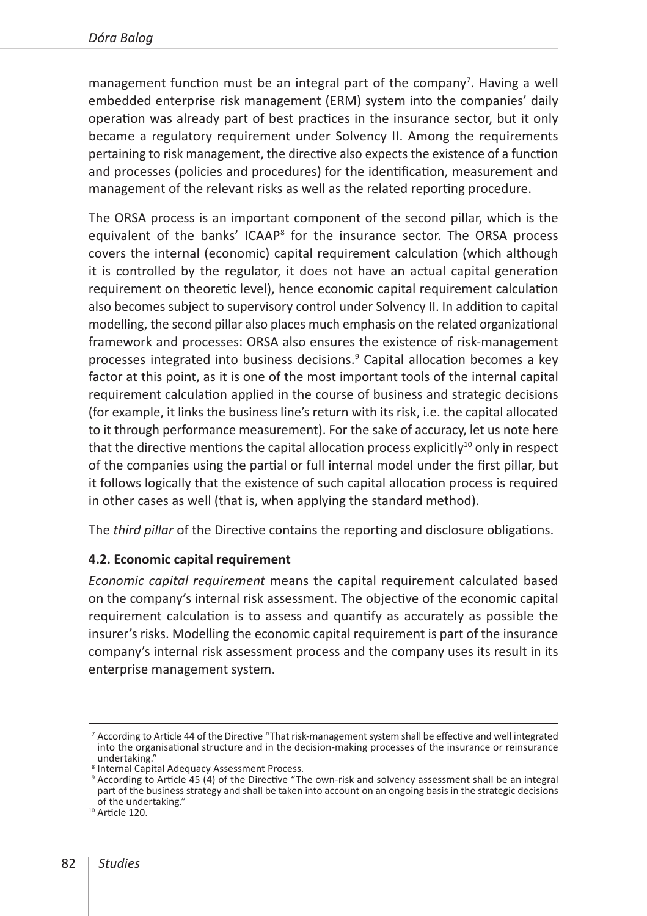management function must be an integral part of the company[7]. Having a well embedded enterprise risk management (ERM) system into the companies' daily operation was already part of best practices in the insurance sector, but it only became a regulatory requirement under Solvency II. Among the requirements pertaining to risk management, the directive also expects the existence of a function and processes (policies and procedures) for the identification, measurement and management of the relevant risks as well as the related reporting procedure.

The ORSA process is an important component of the second pillar, which is the equivalent of the banks' ICAAP[8] for the insurance sector. The ORSA process covers the internal (economic) capital requirement calculation (which although it is controlled by the regulator, it does not have an actual capital generation requirement on theoretic level), hence economic capital requirement calculation also becomes subject to supervisory control under Solvency II. In addition to capital modelling, the second pillar also places much emphasis on the related organizational framework and processes: ORSA also ensures the existence of risk-management processes integrated into business decisions.[9] Capital allocation becomes a key factor at this point, as it is one of the most important tools of the internal capital requirement calculation applied in the course of business and strategic decisions (for example, it links the business line's return with its risk, i.e. the capital allocated to it through performance measurement). For the sake of accuracy, let us note here that the directive mentions the capital allocation process explicitly[10] only in respect of the companies using the partial or full internal model under the first pillar, but it follows logically that the existence of such capital allocation process is required in other cases as well (that is, when applying the standard method).

The *third pillar* of the Directive contains the reporting and disclosure obligations.

### 4.2. Economic capital requirement

*Economic capital requirement* means the capital requirement calculated based on the company's internal risk assessment. The objective of the economic capital requirement calculation is to assess and quantify as accurately as possible the insurer's risks. Modelling the economic capital requirement is part of the insurance company's internal risk assessment process and the company uses its result in its enterprise management system.

---

[7] According to Article 44 of the Directive "That risk-management system shall be effective and well integrated into the organisational structure and in the decision-making processes of the insurance or reinsurance undertaking."

[8] Internal Capital Adequacy Assessment Process.

[9] According to Article 45 (4) of the Directive "The own-risk and solvency assessment shall be an integral part of the business strategy and shall be taken into account on an ongoing basis in the strategic decisions of the undertaking."

[10] Article 120.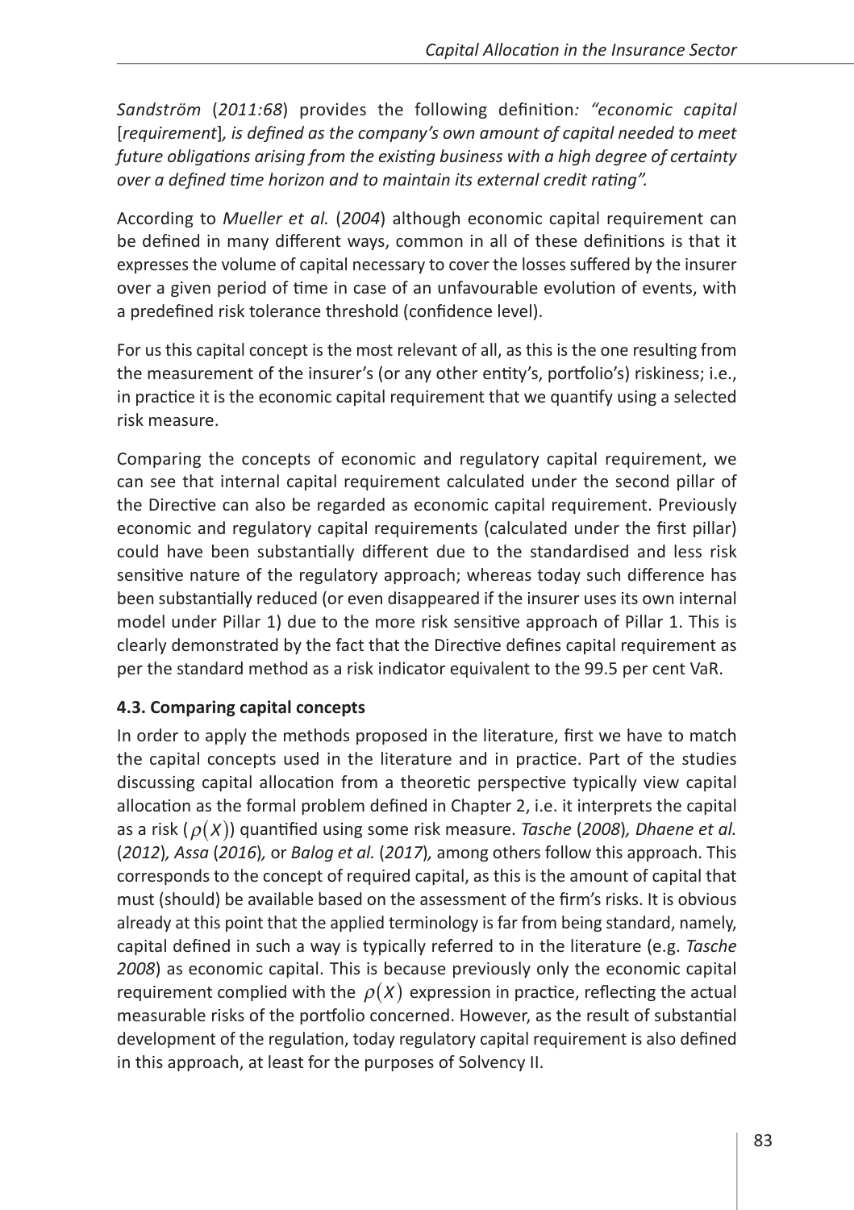*Sandström* (*2011:68*) provides the following definition*: "economic capital* [*requirement*]*, is defined as the company's own amount of capital needed to meet future obligations arising from the existing business with a high degree of certainty over a defined time horizon and to maintain its external credit rating".*

According to *Mueller et al.* (*2004*) although economic capital requirement can be defined in many different ways, common in all of these definitions is that it expresses the volume of capital necessary to cover the losses suffered by the insurer over a given period of time in case of an unfavourable evolution of events, with a predefined risk tolerance threshold (confidence level).

For us this capital concept is the most relevant of all, as this is the one resulting from the measurement of the insurer's (or any other entity's, portfolio's) riskiness; i.e., in practice it is the economic capital requirement that we quantify using a selected risk measure.

Comparing the concepts of economic and regulatory capital requirement, we can see that internal capital requirement calculated under the second pillar of the Directive can also be regarded as economic capital requirement. Previously economic and regulatory capital requirements (calculated under the first pillar) could have been substantially different due to the standardised and less risk sensitive nature of the regulatory approach; whereas today such difference has been substantially reduced (or even disappeared if the insurer uses its own internal model under Pillar 1) due to the more risk sensitive approach of Pillar 1. This is clearly demonstrated by the fact that the Directive defines capital requirement as per the standard method as a risk indicator equivalent to the 99.5 per cent VaR.

### 4.3. Comparing capital concepts

In order to apply the methods proposed in the literature, first we have to match the capital concepts used in the literature and in practice. Part of the studies discussing capital allocation from a theoretic perspective typically view capital allocation as the formal problem defined in Chapter 2, i.e. it interprets the capital as a risk ($\rho(X)$) quantified using some risk measure. *Tasche* (*2008*)*, Dhaene et al.* (*2012*)*, Assa* (*2016*)*,* or *Balog et al.* (*2017*)*,* among others follow this approach. This corresponds to the concept of required capital, as this is the amount of capital that must (should) be available based on the assessment of the firm's risks. It is obvious already at this point that the applied terminology is far from being standard, namely, capital defined in such a way is typically referred to in the literature (e.g. *Tasche 2008*) as economic capital. This is because previously only the economic capital requirement complied with the $\rho(X)$ expression in practice, reflecting the actual measurable risks of the portfolio concerned. However, as the result of substantial development of the regulation, today regulatory capital requirement is also defined in this approach, at least for the purposes of Solvency II.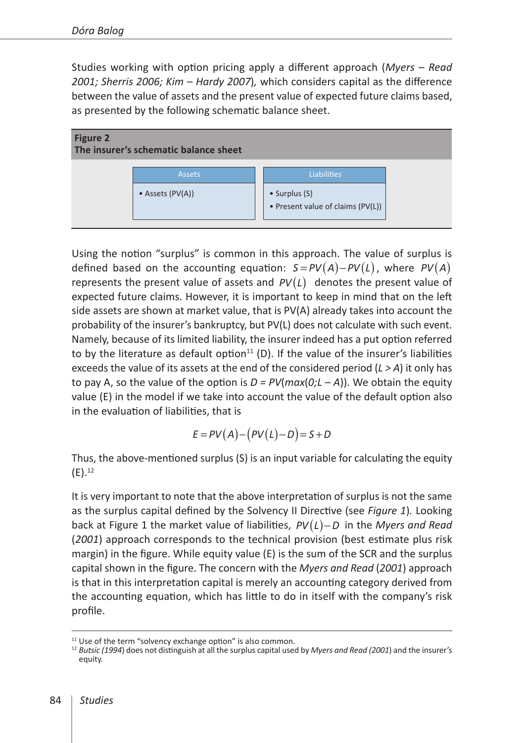Studies working with option pricing apply a different approach (*Myers – Read 2001; Sherris 2006; Kim – Hardy 2007*), which considers capital as the difference between the value of assets and the present value of expected future claims based, as presented by the following schematic balance sheet.

**Figure 2**
**The insurer's schematic balance sheet**

| Assets | Liabilities |
| --- | --- |
| • Assets (PV(A)) | • Surplus (S)<br>• Present value of claims (PV(L)) |

Using the notion "surplus" is common in this approach. The value of surplus is defined based on the accounting equation: $S = PV(A) - PV(L)$, where $PV(A)$ represents the present value of assets and $PV(L)$ denotes the present value of expected future claims. However, it is important to keep in mind that on the left side assets are shown at market value, that is PV(A) already takes into account the probability of the insurer's bankruptcy, but PV(L) does not calculate with such event. Namely, because of its limited liability, the insurer indeed has a put option referred to by the literature as default option[11] (D). If the value of the insurer's liabilities exceeds the value of its assets at the end of the considered period ($L > A$) it only has to pay A, so the value of the option is $D = PV(max(0;L - A))$. We obtain the equity value (E) in the model if we take into account the value of the default option also in the evaluation of liabilities, that is

$$E = PV(A) - (PV(L) - D) = S + D$$

Thus, the above-mentioned surplus (S) is an input variable for calculating the equity (E).[12]

It is very important to note that the above interpretation of surplus is not the same as the surplus capital defined by the Solvency II Directive (see *Figure 1*). Looking back at Figure 1 the market value of liabilities, $PV(L) - D$ in the *Myers and Read* (*2001*) approach corresponds to the technical provision (best estimate plus risk margin) in the figure. While equity value (E) is the sum of the SCR and the surplus capital shown in the figure. The concern with the *Myers and Read* (*2001*) approach is that in this interpretation capital is merely an accounting category derived from the accounting equation, which has little to do in itself with the company's risk profile.

[11] Use of the term "solvency exchange option" is also common.

[12] *Butsic (1994*) does not distinguish at all the surplus capital used by *Myers and Read (2001*) and the insurer's equity.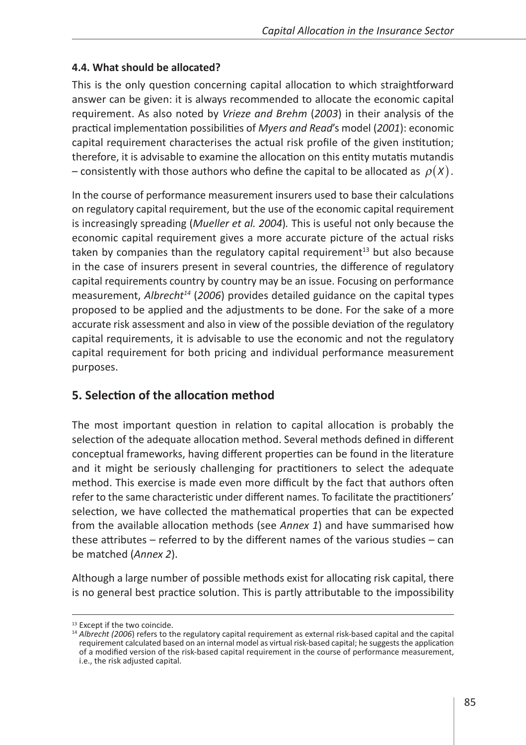### 4.4. What should be allocated?

This is the only question concerning capital allocation to which straightforward answer can be given: it is always recommended to allocate the economic capital requirement. As also noted by *Vrieze and Brehm* (*2003*) in their analysis of the practical implementation possibilities of *Myers and Read*'s model (*2001*): economic capital requirement characterises the actual risk profile of the given institution; therefore, it is advisable to examine the allocation on this entity mutatis mutandis – consistently with those authors who define the capital to be allocated as $\rho(X)$.

In the course of performance measurement insurers used to base their calculations on regulatory capital requirement, but the use of the economic capital requirement is increasingly spreading (*Mueller et al. 2004*). This is useful not only because the economic capital requirement gives a more accurate picture of the actual risks taken by companies than the regulatory capital requirement[13] but also because in the case of insurers present in several countries, the difference of regulatory capital requirements country by country may be an issue. Focusing on performance measurement, *Albrecht*[14] (*2006*) provides detailed guidance on the capital types proposed to be applied and the adjustments to be done. For the sake of a more accurate risk assessment and also in view of the possible deviation of the regulatory capital requirements, it is advisable to use the economic and not the regulatory capital requirement for both pricing and individual performance measurement purposes.

## 5. Selection of the allocation method

The most important question in relation to capital allocation is probably the selection of the adequate allocation method. Several methods defined in different conceptual frameworks, having different properties can be found in the literature and it might be seriously challenging for practitioners to select the adequate method. This exercise is made even more difficult by the fact that authors often refer to the same characteristic under different names. To facilitate the practitioners' selection, we have collected the mathematical properties that can be expected from the available allocation methods (see *Annex 1*) and have summarised how these attributes – referred to by the different names of the various studies – can be matched (*Annex 2*).

Although a large number of possible methods exist for allocating risk capital, there is no general best practice solution. This is partly attributable to the impossibility

---

[13] Except if the two coincide.

[14] *Albrecht (2006*) refers to the regulatory capital requirement as external risk-based capital and the capital requirement calculated based on an internal model as virtual risk-based capital; he suggests the application of a modified version of the risk-based capital requirement in the course of performance measurement, i.e., the risk adjusted capital.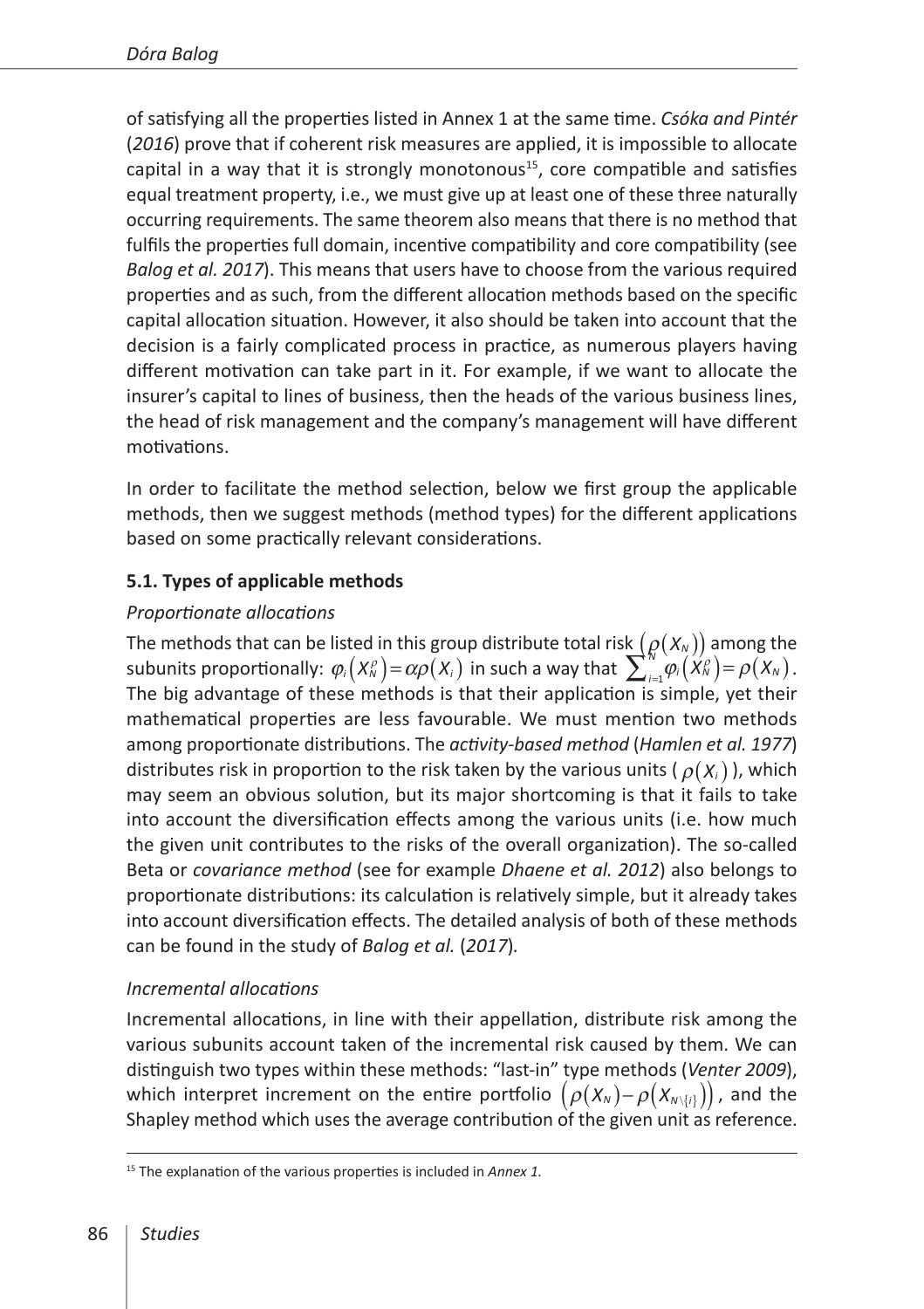of satisfying all the properties listed in Annex 1 at the same time. *Csóka and Pintér* (*2016*) prove that if coherent risk measures are applied, it is impossible to allocate capital in a way that it is strongly monotonous[15], core compatible and satisfies equal treatment property, i.e., we must give up at least one of these three naturally occurring requirements. The same theorem also means that there is no method that fulfils the properties full domain, incentive compatibility and core compatibility (see *Balog et al. 2017*). This means that users have to choose from the various required properties and as such, from the different allocation methods based on the specific capital allocation situation. However, it also should be taken into account that the decision is a fairly complicated process in practice, as numerous players having different motivation can take part in it. For example, if we want to allocate the insurer's capital to lines of business, then the heads of the various business lines, the head of risk management and the company's management will have different motivations.

In order to facilitate the method selection, below we first group the applicable methods, then we suggest methods (method types) for the different applications based on some practically relevant considerations.

### 5.1. Types of applicable methods

*Proportionate allocations*

The methods that can be listed in this group distribute total risk $\left(\rho(X_N)\right)$ among the subunits proportionally: $\varphi_i\left(X_N^{\rho}\right)=\alpha\rho(X_i)$ in such a way that $\sum_{i=1}^{N}\varphi_i\left(X_N^{\rho}\right)=\rho(X_N)$. The big advantage of these methods is that their application is simple, yet their mathematical properties are less favourable. We must mention two methods among proportionate distributions. The *activity-based method* (*Hamlen et al. 1977*) distributes risk in proportion to the risk taken by the various units ( $\rho(X_i)$ ), which may seem an obvious solution, but its major shortcoming is that it fails to take into account the diversification effects among the various units (i.e. how much the given unit contributes to the risks of the overall organization). The so-called Beta or *covariance method* (see for example *Dhaene et al. 2012*) also belongs to proportionate distributions: its calculation is relatively simple, but it already takes into account diversification effects. The detailed analysis of both of these methods can be found in the study of *Balog et al.* (*2017*).

*Incremental allocations*

Incremental allocations, in line with their appellation, distribute risk among the various subunits account taken of the incremental risk caused by them. We can distinguish two types within these methods: "last-in" type methods (*Venter 2009*), which interpret increment on the entire portfolio $\left(\rho(X_N)-\rho\left(X_{N\setminus\{i\}}\right)\right)$, and the Shapley method which uses the average contribution of the given unit as reference.

[15] The explanation of the various properties is included in *Annex 1.*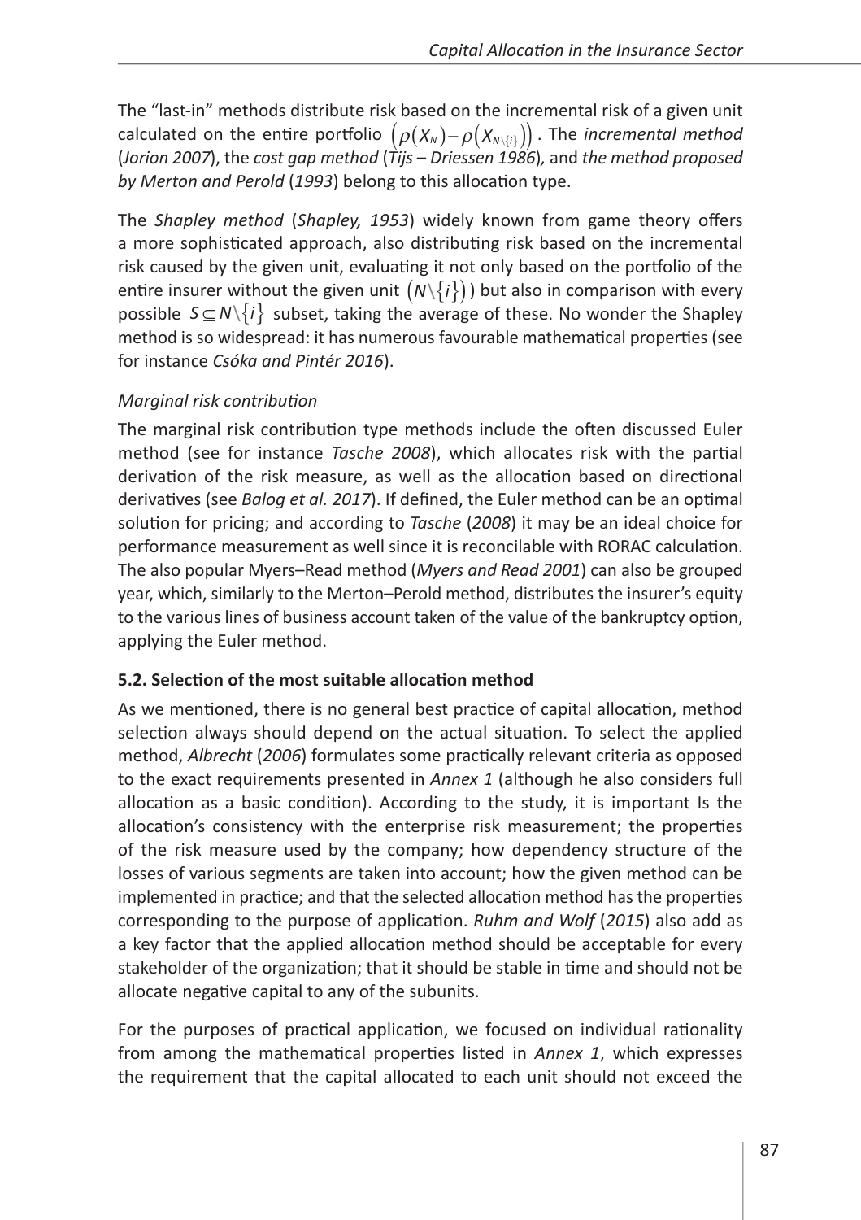The "last-in" methods distribute risk based on the incremental risk of a given unit calculated on the entire portfolio $\left(\rho(X_N)-\rho(X_{N\setminus\{i\}})\right)$. The *incremental method* (*Jorion 2007*), the *cost gap method* (*Tijs – Driessen 1986*), and *the method proposed by Merton and Perold* (*1993*) belong to this allocation type.

The *Shapley method* (*Shapley, 1953*) widely known from game theory offers a more sophisticated approach, also distributing risk based on the incremental risk caused by the given unit, evaluating it not only based on the portfolio of the entire insurer without the given unit $\left(N\setminus\{i\}\right)$) but also in comparison with every possible $S \subseteq N\setminus\{i\}$ subset, taking the average of these. No wonder the Shapley method is so widespread: it has numerous favourable mathematical properties (see for instance *Csóka and Pintér 2016*).

*Marginal risk contribution*

The marginal risk contribution type methods include the often discussed Euler method (see for instance *Tasche 2008*), which allocates risk with the partial derivation of the risk measure, as well as the allocation based on directional derivatives (see *Balog et al. 2017*). If defined, the Euler method can be an optimal solution for pricing; and according to *Tasche* (*2008*) it may be an ideal choice for performance measurement as well since it is reconcilable with RORAC calculation. The also popular Myers–Read method (*Myers and Read 2001*) can also be grouped year, which, similarly to the Merton–Perold method, distributes the insurer's equity to the various lines of business account taken of the value of the bankruptcy option, applying the Euler method.

**5.2. Selection of the most suitable allocation method**

As we mentioned, there is no general best practice of capital allocation, method selection always should depend on the actual situation. To select the applied method, *Albrecht* (*2006*) formulates some practically relevant criteria as opposed to the exact requirements presented in *Annex 1* (although he also considers full allocation as a basic condition). According to the study, it is important Is the allocation's consistency with the enterprise risk measurement; the properties of the risk measure used by the company; how dependency structure of the losses of various segments are taken into account; how the given method can be implemented in practice; and that the selected allocation method has the properties corresponding to the purpose of application. *Ruhm and Wolf* (*2015*) also add as a key factor that the applied allocation method should be acceptable for every stakeholder of the organization; that it should be stable in time and should not be allocate negative capital to any of the subunits.

For the purposes of practical application, we focused on individual rationality from among the mathematical properties listed in *Annex 1*, which expresses the requirement that the capital allocated to each unit should not exceed the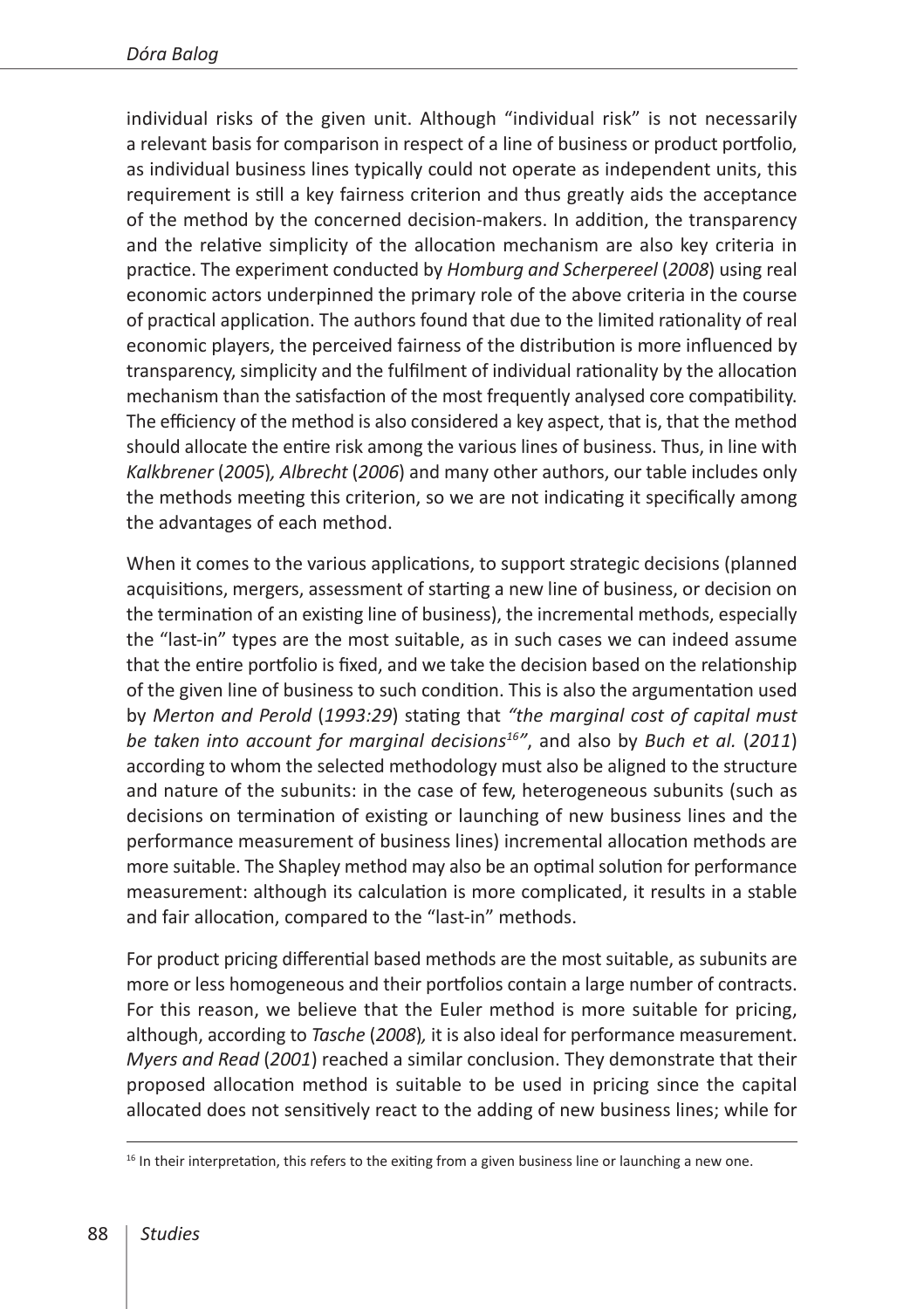individual risks of the given unit. Although "individual risk" is not necessarily a relevant basis for comparison in respect of a line of business or product portfolio, as individual business lines typically could not operate as independent units, this requirement is still a key fairness criterion and thus greatly aids the acceptance of the method by the concerned decision-makers. In addition, the transparency and the relative simplicity of the allocation mechanism are also key criteria in practice. The experiment conducted by *Homburg and Scherpereel* (*2008*) using real economic actors underpinned the primary role of the above criteria in the course of practical application. The authors found that due to the limited rationality of real economic players, the perceived fairness of the distribution is more influenced by transparency, simplicity and the fulfilment of individual rationality by the allocation mechanism than the satisfaction of the most frequently analysed core compatibility. The efficiency of the method is also considered a key aspect, that is, that the method should allocate the entire risk among the various lines of business. Thus, in line with *Kalkbrener* (*2005*)*, Albrecht* (*2006*) and many other authors, our table includes only the methods meeting this criterion, so we are not indicating it specifically among the advantages of each method.

When it comes to the various applications, to support strategic decisions (planned acquisitions, mergers, assessment of starting a new line of business, or decision on the termination of an existing line of business), the incremental methods, especially the "last-in" types are the most suitable, as in such cases we can indeed assume that the entire portfolio is fixed, and we take the decision based on the relationship of the given line of business to such condition. This is also the argumentation used by *Merton and Perold* (*1993:29*) stating that *"the marginal cost of capital must be taken into account for marginal decisions[16]"*, and also by *Buch et al.* (*2011*) according to whom the selected methodology must also be aligned to the structure and nature of the subunits: in the case of few, heterogeneous subunits (such as decisions on termination of existing or launching of new business lines and the performance measurement of business lines) incremental allocation methods are more suitable. The Shapley method may also be an optimal solution for performance measurement: although its calculation is more complicated, it results in a stable and fair allocation, compared to the "last-in" methods.

For product pricing differential based methods are the most suitable, as subunits are more or less homogeneous and their portfolios contain a large number of contracts. For this reason, we believe that the Euler method is more suitable for pricing, although, according to *Tasche* (*2008*)*,* it is also ideal for performance measurement. *Myers and Read* (*2001*) reached a similar conclusion. They demonstrate that their proposed allocation method is suitable to be used in pricing since the capital allocated does not sensitively react to the adding of new business lines; while for

[16] In their interpretation, this refers to the exiting from a given business line or launching a new one.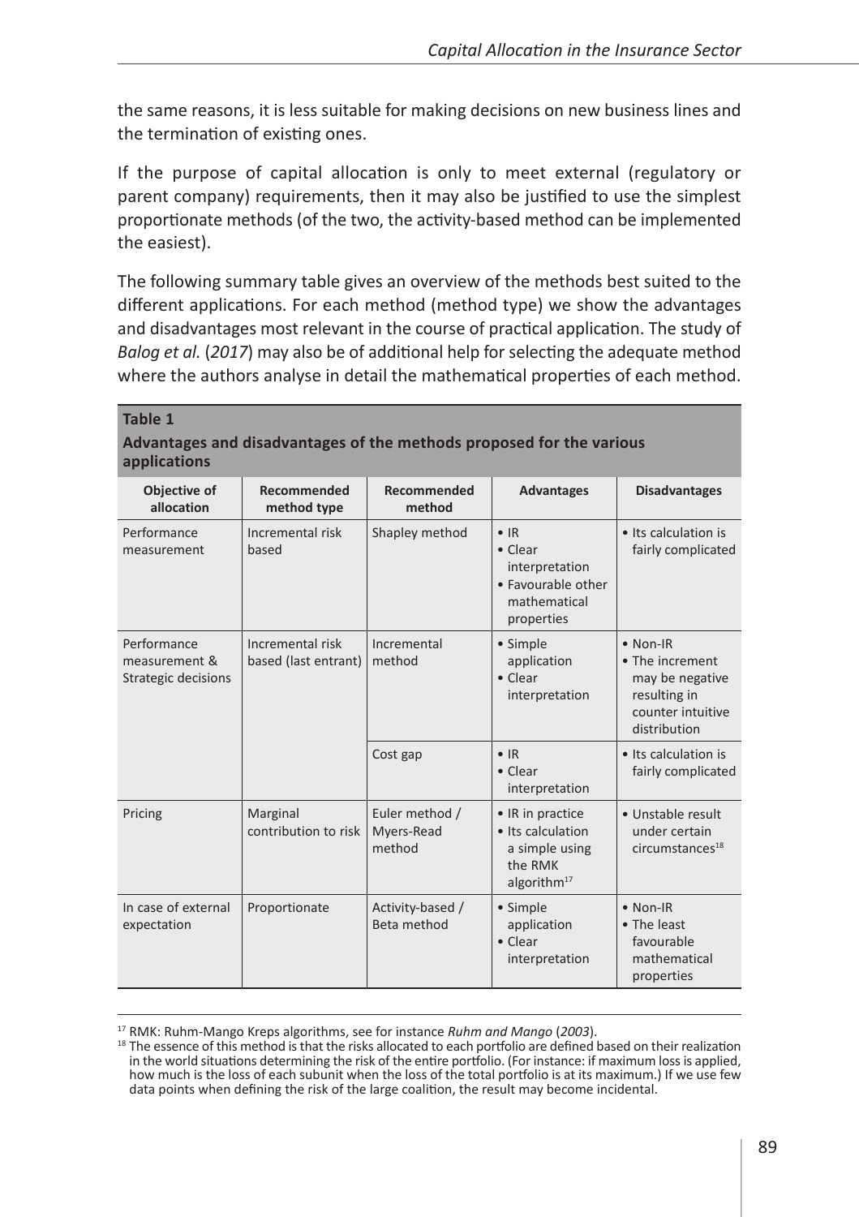the same reasons, it is less suitable for making decisions on new business lines and the termination of existing ones.

If the purpose of capital allocation is only to meet external (regulatory or parent company) requirements, then it may also be justified to use the simplest proportionate methods (of the two, the activity-based method can be implemented the easiest).

The following summary table gives an overview of the methods best suited to the different applications. For each method (method type) we show the advantages and disadvantages most relevant in the course of practical application. The study of *Balog et al.* (*2017*) may also be of additional help for selecting the adequate method where the authors analyse in detail the mathematical properties of each method.

**Table 1**

**Advantages and disadvantages of the methods proposed for the various applications**

| Objective of allocation | Recommended method type | Recommended method | Advantages | Disadvantages |
|---|---|---|---|---|
| Performance measurement | Incremental risk based | Shapley method | • IR<br>• Clear interpretation<br>• Favourable other mathematical properties | • Its calculation is fairly complicated |
| Performance measurement & Strategic decisions | Incremental risk based (last entrant) | Incremental method | • Simple application<br>• Clear interpretation | • Non-IR<br>• The increment may be negative resulting in counter intuitive distribution |
| | | Cost gap | • IR<br>• Clear interpretation | • Its calculation is fairly complicated |
| Pricing | Marginal contribution to risk | Euler method / Myers-Read method | • IR in practice<br>• Its calculation a simple using the RMK algorithm[17] | • Unstable result under certain circumstances[18] |
| In case of external expectation | Proportionate | Activity-based / Beta method | • Simple application<br>• Clear interpretation | • Non-IR<br>• The least favourable mathematical properties |

[17] RMK: Ruhm-Mango Kreps algorithms, see for instance *Ruhm and Mango* (*2003*).

[18] The essence of this method is that the risks allocated to each portfolio are defined based on their realization in the world situations determining the risk of the entire portfolio. (For instance: if maximum loss is applied, how much is the loss of each subunit when the loss of the total portfolio is at its maximum.) If we use few data points when defining the risk of the large coalition, the result may become incidental.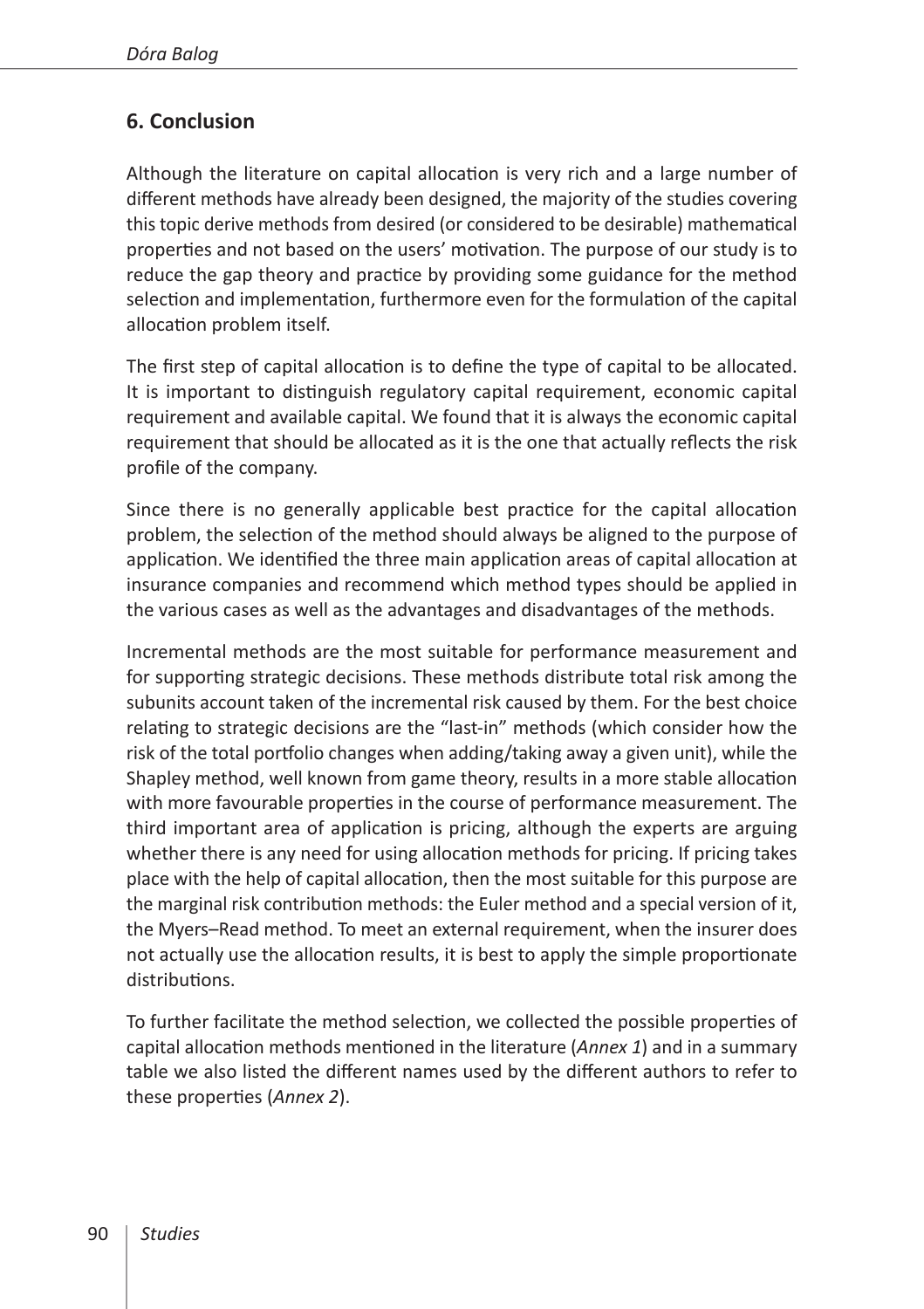## 6. Conclusion

Although the literature on capital allocation is very rich and a large number of different methods have already been designed, the majority of the studies covering this topic derive methods from desired (or considered to be desirable) mathematical properties and not based on the users' motivation. The purpose of our study is to reduce the gap theory and practice by providing some guidance for the method selection and implementation, furthermore even for the formulation of the capital allocation problem itself.

The first step of capital allocation is to define the type of capital to be allocated. It is important to distinguish regulatory capital requirement, economic capital requirement and available capital. We found that it is always the economic capital requirement that should be allocated as it is the one that actually reflects the risk profile of the company.

Since there is no generally applicable best practice for the capital allocation problem, the selection of the method should always be aligned to the purpose of application. We identified the three main application areas of capital allocation at insurance companies and recommend which method types should be applied in the various cases as well as the advantages and disadvantages of the methods.

Incremental methods are the most suitable for performance measurement and for supporting strategic decisions. These methods distribute total risk among the subunits account taken of the incremental risk caused by them. For the best choice relating to strategic decisions are the "last-in" methods (which consider how the risk of the total portfolio changes when adding/taking away a given unit), while the Shapley method, well known from game theory, results in a more stable allocation with more favourable properties in the course of performance measurement. The third important area of application is pricing, although the experts are arguing whether there is any need for using allocation methods for pricing. If pricing takes place with the help of capital allocation, then the most suitable for this purpose are the marginal risk contribution methods: the Euler method and a special version of it, the Myers–Read method. To meet an external requirement, when the insurer does not actually use the allocation results, it is best to apply the simple proportionate distributions.

To further facilitate the method selection, we collected the possible properties of capital allocation methods mentioned in the literature (*Annex 1*) and in a summary table we also listed the different names used by the different authors to refer to these properties (*Annex 2*).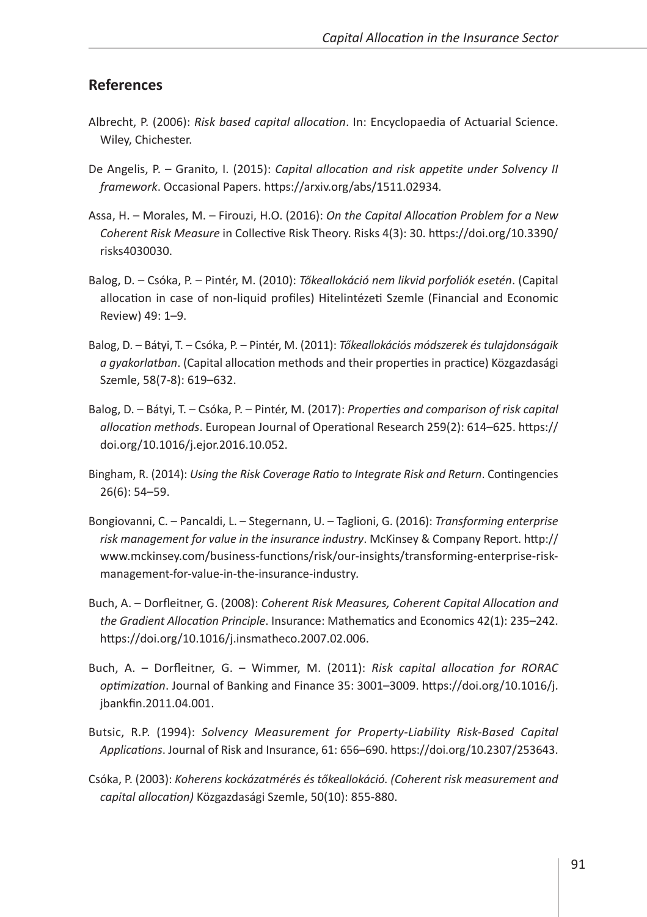## References

Albrecht, P. (2006): *Risk based capital allocation*. In: Encyclopaedia of Actuarial Science. Wiley, Chichester.

De Angelis, P. – Granito, I. (2015): *Capital allocation and risk appetite under Solvency II framework*. Occasional Papers. https://arxiv.org/abs/1511.02934.

Assa, H. – Morales, M. – Firouzi, H.O. (2016): *On the Capital Allocation Problem for a New Coherent Risk Measure* in Collective Risk Theory. Risks 4(3): 30. https://doi.org/10.3390/risks4030030.

Balog, D. – Csóka, P. – Pintér, M. (2010): *Tőkeallokáció nem likvid porfoliók esetén*. (Capital allocation in case of non-liquid profiles) Hitelintézeti Szemle (Financial and Economic Review) 49: 1–9.

Balog, D. – Bátyi, T. – Csóka, P. – Pintér, M. (2011): *Tőkeallokációs módszerek és tulajdonságaik a gyakorlatban*. (Capital allocation methods and their properties in practice) Közgazdasági Szemle, 58(7-8): 619–632.

Balog, D. – Bátyi, T. – Csóka, P. – Pintér, M. (2017): *Properties and comparison of risk capital allocation methods*. European Journal of Operational Research 259(2): 614–625. https://doi.org/10.1016/j.ejor.2016.10.052.

Bingham, R. (2014): *Using the Risk Coverage Ratio to Integrate Risk and Return*. Contingencies 26(6): 54–59.

Bongiovanni, C. – Pancaldi, L. – Stegernann, U. – Taglioni, G. (2016): *Transforming enterprise risk management for value in the insurance industry*. McKinsey & Company Report. http://www.mckinsey.com/business-functions/risk/our-insights/transforming-enterprise-risk-management-for-value-in-the-insurance-industry.

Buch, A. – Dorfleitner, G. (2008): *Coherent Risk Measures, Coherent Capital Allocation and the Gradient Allocation Principle*. Insurance: Mathematics and Economics 42(1): 235–242. https://doi.org/10.1016/j.insmatheco.2007.02.006.

Buch, A. – Dorfleitner, G. – Wimmer, M. (2011): *Risk capital allocation for RORAC optimization*. Journal of Banking and Finance 35: 3001–3009. https://doi.org/10.1016/j.jbankfin.2011.04.001.

Butsic, R.P. (1994): *Solvency Measurement for Property-Liability Risk-Based Capital Applications*. Journal of Risk and Insurance, 61: 656–690. https://doi.org/10.2307/253643.

Csóka, P. (2003): *Koherens kockázatmérés és tőkeallokáció. (Coherent risk measurement and capital allocation)* Közgazdasági Szemle, 50(10): 855-880.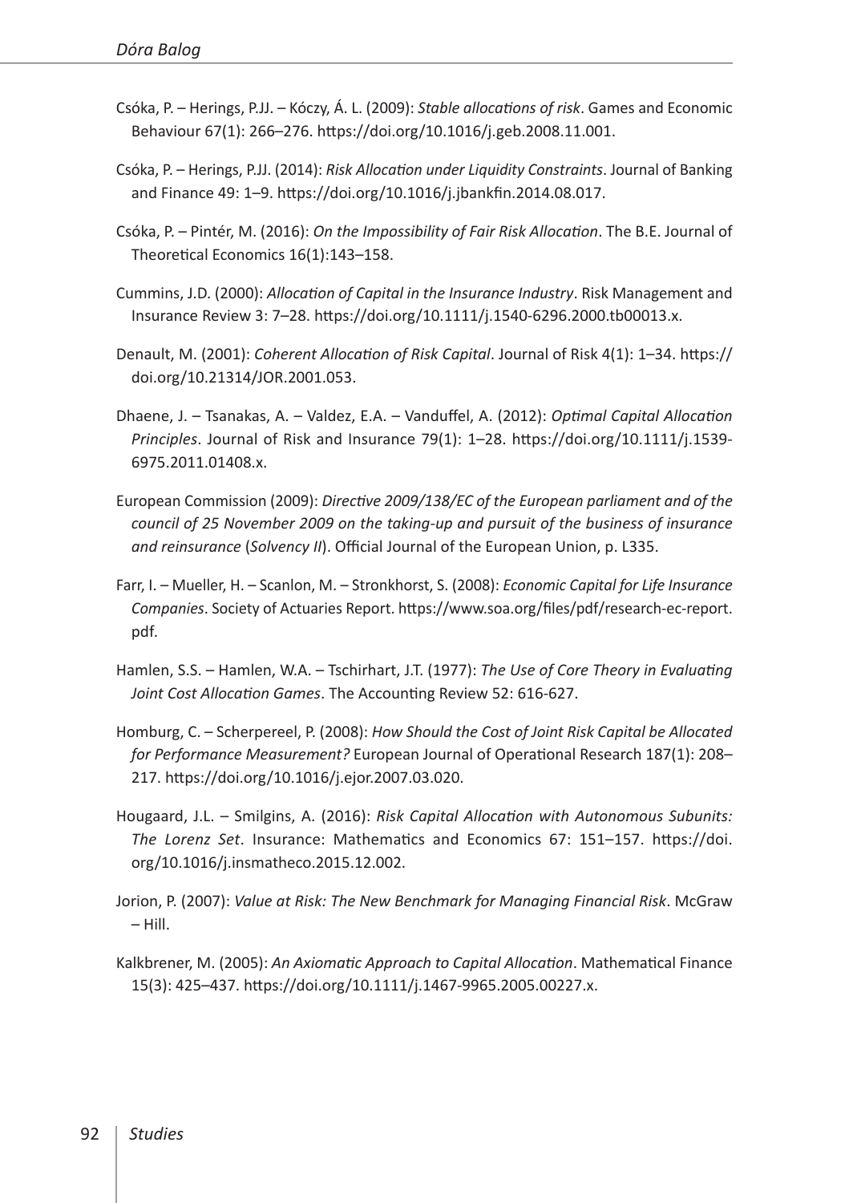Csóka, P. – Herings, P.JJ. – Kóczy, Á. L. (2009): *Stable allocations of risk*. Games and Economic Behaviour 67(1): 266–276. https://doi.org/10.1016/j.geb.2008.11.001.

Csóka, P. – Herings, P.JJ. (2014): *Risk Allocation under Liquidity Constraints*. Journal of Banking and Finance 49: 1–9. https://doi.org/10.1016/j.jbankfin.2014.08.017.

Csóka, P. – Pintér, M. (2016): *On the Impossibility of Fair Risk Allocation*. The B.E. Journal of Theoretical Economics 16(1):143–158.

Cummins, J.D. (2000): *Allocation of Capital in the Insurance Industry*. Risk Management and Insurance Review 3: 7–28. https://doi.org/10.1111/j.1540-6296.2000.tb00013.x.

Denault, M. (2001): *Coherent Allocation of Risk Capital*. Journal of Risk 4(1): 1–34. https://doi.org/10.21314/JOR.2001.053.

Dhaene, J. – Tsanakas, A. – Valdez, E.A. – Vanduffel, A. (2012): *Optimal Capital Allocation Principles*. Journal of Risk and Insurance 79(1): 1–28. https://doi.org/10.1111/j.1539-6975.2011.01408.x.

European Commission (2009): *Directive 2009/138/EC of the European parliament and of the council of 25 November 2009 on the taking-up and pursuit of the business of insurance and reinsurance* (*Solvency II*). Official Journal of the European Union, p. L335.

Farr, I. – Mueller, H. – Scanlon, M. – Stronkhorst, S. (2008): *Economic Capital for Life Insurance Companies*. Society of Actuaries Report. https://www.soa.org/files/pdf/research-ec-report.pdf.

Hamlen, S.S. – Hamlen, W.A. – Tschirhart, J.T. (1977): *The Use of Core Theory in Evaluating Joint Cost Allocation Games*. The Accounting Review 52: 616-627.

Homburg, C. – Scherpereel, P. (2008): *How Should the Cost of Joint Risk Capital be Allocated for Performance Measurement?* European Journal of Operational Research 187(1): 208–217. https://doi.org/10.1016/j.ejor.2007.03.020.

Hougaard, J.L. – Smilgins, A. (2016): *Risk Capital Allocation with Autonomous Subunits: The Lorenz Set*. Insurance: Mathematics and Economics 67: 151–157. https://doi.org/10.1016/j.insmatheco.2015.12.002.

Jorion, P. (2007): *Value at Risk: The New Benchmark for Managing Financial Risk*. McGraw – Hill.

Kalkbrener, M. (2005): *An Axiomatic Approach to Capital Allocation*. Mathematical Finance 15(3): 425–437. https://doi.org/10.1111/j.1467-9965.2005.00227.x.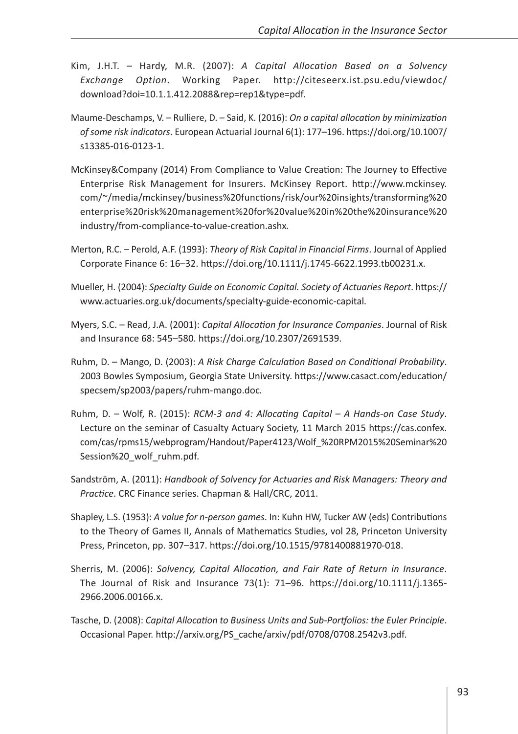Kim, J.H.T. – Hardy, M.R. (2007): *A Capital Allocation Based on a Solvency Exchange Option*. Working Paper. http://citeseerx.ist.psu.edu/viewdoc/download?doi=10.1.1.412.2088&rep=rep1&type=pdf.

Maume-Deschamps, V. – Rulliere, D. – Said, K. (2016): *On a capital allocation by minimization of some risk indicators*. European Actuarial Journal 6(1): 177–196. https://doi.org/10.1007/s13385-016-0123-1.

McKinsey&Company (2014) From Compliance to Value Creation: The Journey to Effective Enterprise Risk Management for Insurers. McKinsey Report. http://www.mckinsey.com/~/media/mckinsey/business%20functions/risk/our%20insights/transforming%20enterprise%20risk%20management%20for%20value%20in%20the%20insurance%20industry/from-compliance-to-value-creation.ashx.

Merton, R.C. – Perold, A.F. (1993): *Theory of Risk Capital in Financial Firms*. Journal of Applied Corporate Finance 6: 16–32. https://doi.org/10.1111/j.1745-6622.1993.tb00231.x.

Mueller, H. (2004): *Specialty Guide on Economic Capital. Society of Actuaries Report*. https://www.actuaries.org.uk/documents/specialty-guide-economic-capital.

Myers, S.C. – Read, J.A. (2001): *Capital Allocation for Insurance Companies*. Journal of Risk and Insurance 68: 545–580. https://doi.org/10.2307/2691539.

Ruhm, D. – Mango, D. (2003): *A Risk Charge Calculation Based on Conditional Probability*. 2003 Bowles Symposium, Georgia State University. https://www.casact.com/education/specsem/sp2003/papers/ruhm-mango.doc.

Ruhm, D. – Wolf, R. (2015): *RCM-3 and 4: Allocating Capital – A Hands-on Case Study*. Lecture on the seminar of Casualty Actuary Society, 11 March 2015 https://cas.confex.com/cas/rpms15/webprogram/Handout/Paper4123/Wolf_%20RPM2015%20Seminar%20Session%20_wolf_ruhm.pdf.

Sandström, A. (2011): *Handbook of Solvency for Actuaries and Risk Managers: Theory and Practice*. CRC Finance series. Chapman & Hall/CRC, 2011.

Shapley, L.S. (1953): *A value for n-person games*. In: Kuhn HW, Tucker AW (eds) Contributions to the Theory of Games II, Annals of Mathematics Studies, vol 28, Princeton University Press, Princeton, pp. 307–317. https://doi.org/10.1515/9781400881970-018.

Sherris, M. (2006): *Solvency, Capital Allocation, and Fair Rate of Return in Insurance*. The Journal of Risk and Insurance 73(1): 71–96. https://doi.org/10.1111/j.1365-2966.2006.00166.x.

Tasche, D. (2008): *Capital Allocation to Business Units and Sub-Portfolios: the Euler Principle*. Occasional Paper. http://arxiv.org/PS_cache/arxiv/pdf/0708/0708.2542v3.pdf.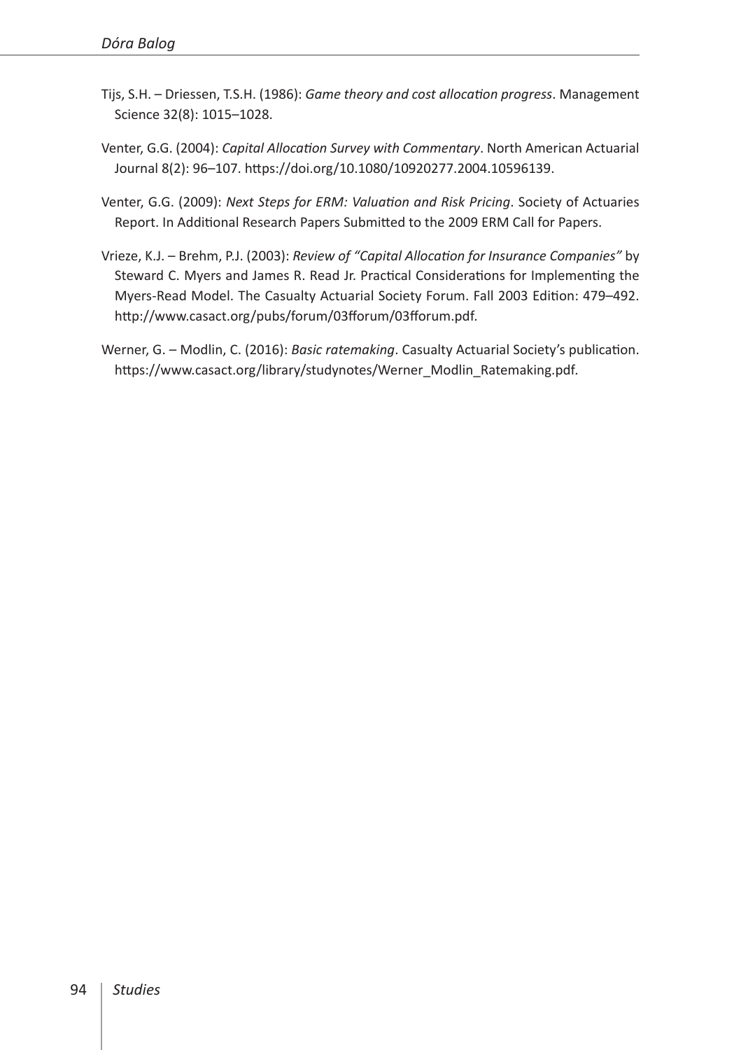Tijs, S.H. – Driessen, T.S.H. (1986): *Game theory and cost allocation progress*. Management Science 32(8): 1015–1028.

Venter, G.G. (2004): *Capital Allocation Survey with Commentary*. North American Actuarial Journal 8(2): 96–107. https://doi.org/10.1080/10920277.2004.10596139.

Venter, G.G. (2009): *Next Steps for ERM: Valuation and Risk Pricing*. Society of Actuaries Report. In Additional Research Papers Submitted to the 2009 ERM Call for Papers.

Vrieze, K.J. – Brehm, P.J. (2003): *Review of "Capital Allocation for Insurance Companies"* by Steward C. Myers and James R. Read Jr. Practical Considerations for Implementing the Myers-Read Model. The Casualty Actuarial Society Forum. Fall 2003 Edition: 479–492. http://www.casact.org/pubs/forum/03fforum/03fforum.pdf.

Werner, G. – Modlin, C. (2016): *Basic ratemaking*. Casualty Actuarial Society's publication. https://www.casact.org/library/studynotes/Werner_Modlin_Ratemaking.pdf.